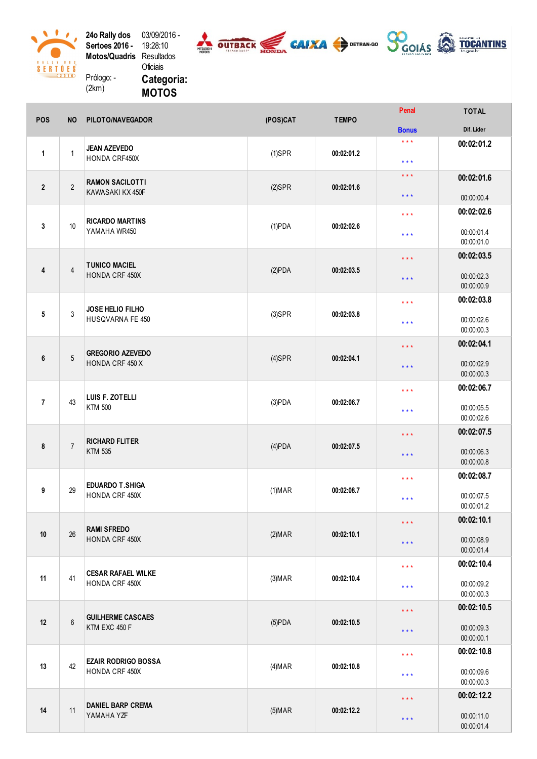24o Rally dos Sertoes 2016 - Motos/Quadris

03/09/2016 - 19:28:10 Resultados Oficiais

Prólogo: - (2km)

**Categoria: MOTOS**

| POS | NO | PILOTO/NAVEGADOR | (POS)CAT | TEMPO | Penal / Bonus | TOTAL / Dif. Lider |
|---|---|---|---|---|---|---|
| 1 | 1 | **JEAN AZEVEDO** HONDA CRF450X | (1)SPR | 00:02:01.2 | * * * / * * * | **00:02:01.2** |
| 2 | 2 | **RAMON SACILOTTI** KAWASAKI KX 450F | (2)SPR | 00:02:01.6 | * * * / * * * | **00:02:01.6** 00:00:00.4 |
| 3 | 10 | **RICARDO MARTINS** YAMAHA WR450 | (1)PDA | 00:02:02.6 | * * * / * * * | **00:02:02.6** 00:00:01.4 00:00:01.0 |
| 4 | 4 | **TUNICO MACIEL** HONDA CRF 450X | (2)PDA | 00:02:03.5 | * * * / * * * | **00:02:03.5** 00:00:02.3 00:00:00.9 |
| 5 | 3 | **JOSE HELIO FILHO** HUSQVARNA FE 450 | (3)SPR | 00:02:03.8 | * * * / * * * | **00:02:03.8** 00:00:02.6 00:00:00.3 |
| 6 | 5 | **GREGORIO AZEVEDO** HONDA CRF 450 X | (4)SPR | 00:02:04.1 | * * * / * * * | **00:02:04.1** 00:00:02.9 00:00:00.3 |
| 7 | 43 | **LUIS F. ZOTELLI** KTM 500 | (3)PDA | 00:02:06.7 | * * * / * * * | **00:02:06.7** 00:00:05.5 00:00:02.6 |
| 8 | 7 | **RICHARD FLITER** KTM 535 | (4)PDA | 00:02:07.5 | * * * / * * * | **00:02:07.5** 00:00:06.3 00:00:00.8 |
| 9 | 29 | **EDUARDO T.SHIGA** HONDA CRF 450X | (1)MAR | 00:02:08.7 | * * * / * * * | **00:02:08.7** 00:00:07.5 00:00:01.2 |
| 10 | 26 | **RAMI SFREDO** HONDA CRF 450X | (2)MAR | 00:02:10.1 | * * * / * * * | **00:02:10.1** 00:00:08.9 00:00:01.4 |
| 11 | 41 | **CESAR RAFAEL WILKE** HONDA CRF 450X | (3)MAR | 00:02:10.4 | * * * / * * * | **00:02:10.4** 00:00:09.2 00:00:00.3 |
| 12 | 6 | **GUILHERME CASCAES** KTM EXC 450 F | (5)PDA | 00:02:10.5 | * * * / * * * | **00:02:10.5** 00:00:09.3 00:00:00.1 |
| 13 | 42 | **EZAIR RODRIGO BOSSA** HONDA CRF 450X | (4)MAR | 00:02:10.8 | * * * / * * * | **00:02:10.8** 00:00:09.6 00:00:00.3 |
| 14 | 11 | **DANIEL BARP CREMA** YAMAHA YZF | (5)MAR | 00:02:12.2 | * * * / * * * | **00:02:12.2** 00:00:11.0 00:00:01.4 |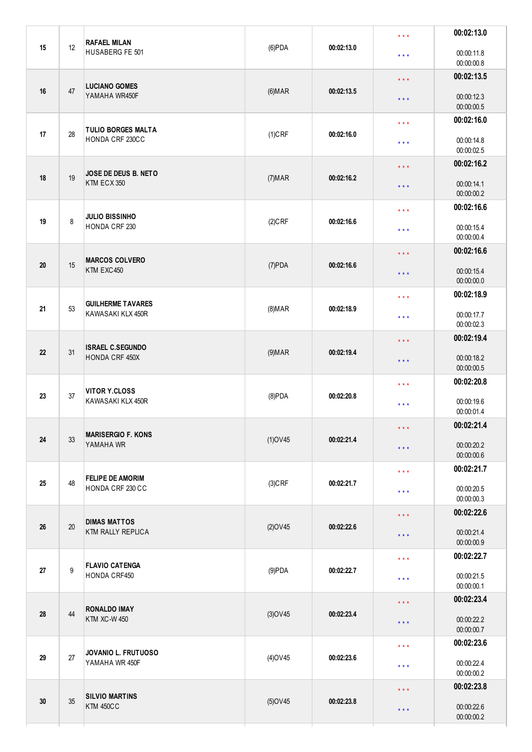| | | | | | | |
|---|---|---|---|---|---|---|
| 15 | 12 | **RAFAEL MILAN** HUSABERG FE 501 | (6)PDA | **00:02:13.0** | * * * * * * | **00:02:13.0** 00:00:11.8 00:00:00.8 |
| 16 | 47 | **LUCIANO GOMES** YAMAHA WR450F | (6)MAR | **00:02:13.5** | * * * * * * | **00:02:13.5** 00:00:12.3 00:00:00.5 |
| 17 | 28 | **TULIO BORGES MALTA** HONDA CRF 230CC | (1)CRF | **00:02:16.0** | * * * * * * | **00:02:16.0** 00:00:14.8 00:00:02.5 |
| 18 | 19 | **JOSE DE DEUS B. NETO** KTM ECX 350 | (7)MAR | **00:02:16.2** | * * * * * * | **00:02:16.2** 00:00:14.1 00:00:00.2 |
| 19 | 8 | **JULIO BISSINHO** HONDA CRF 230 | (2)CRF | **00:02:16.6** | * * * * * * | **00:02:16.6** 00:00:15.4 00:00:00.4 |
| 20 | 15 | **MARCOS COLVERO** KTM EXC450 | (7)PDA | **00:02:16.6** | * * * * * * | **00:02:16.6** 00:00:15.4 00:00:00.0 |
| 21 | 53 | **GUILHERME TAVARES** KAWASAKI KLX 450R | (8)MAR | **00:02:18.9** | * * * * * * | **00:02:18.9** 00:00:17.7 00:00:02.3 |
| 22 | 31 | **ISRAEL C.SEGUNDO** HONDA CRF 450X | (9)MAR | **00:02:19.4** | * * * * * * | **00:02:19.4** 00:00:18.2 00:00:00.5 |
| 23 | 37 | **VITOR Y.CLOSS** KAWASAKI KLX 450R | (8)PDA | **00:02:20.8** | * * * * * * | **00:02:20.8** 00:00:19.6 00:00:01.4 |
| 24 | 33 | **MARISERGIO F. KONS** YAMAHA WR | (1)OV45 | **00:02:21.4** | * * * * * * | **00:02:21.4** 00:00:20.2 00:00:00.6 |
| 25 | 48 | **FELIPE DE AMORIM** HONDA CRF 230 CC | (3)CRF | **00:02:21.7** | * * * * * * | **00:02:21.7** 00:00:20.5 00:00:00.3 |
| 26 | 20 | **DIMAS MATTOS** KTM RALLY REPLICA | (2)OV45 | **00:02:22.6** | * * * * * * | **00:02:22.6** 00:00:21.4 00:00:00.9 |
| 27 | 9 | **FLAVIO CATENGA** HONDA CRF450 | (9)PDA | **00:02:22.7** | * * * * * * | **00:02:22.7** 00:00:21.5 00:00:00.1 |
| 28 | 44 | **RONALDO IMAY** KTM XC-W 450 | (3)OV45 | **00:02:23.4** | * * * * * * | **00:02:23.4** 00:00:22.2 00:00:00.7 |
| 29 | 27 | **JOVANIO L. FRUTUOSO** YAMAHA WR 450F | (4)OV45 | **00:02:23.6** | * * * * * * | **00:02:23.6** 00:00:22.4 00:00:00.2 |
| 30 | 35 | **SILVIO MARTINS** KTM 450CC | (5)OV45 | **00:02:23.8** | * * * * * * | **00:02:23.8** 00:00:22.6 00:00:00.2 |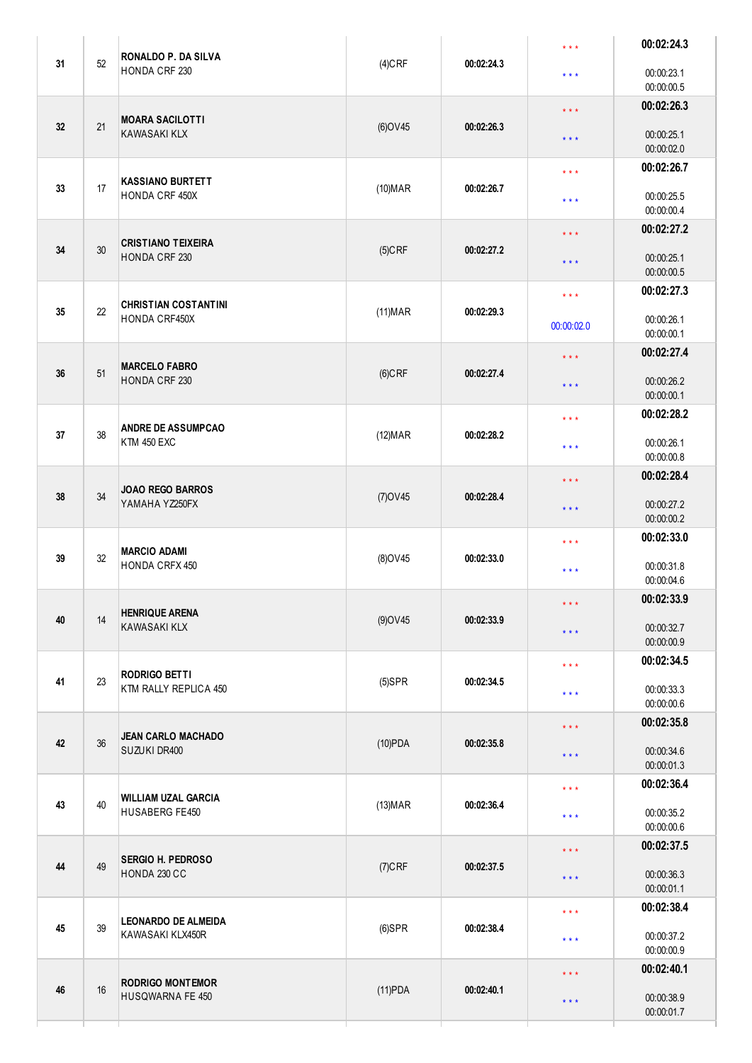| | | | | | | |
|---|---|---|---|---|---|---|
| 31 | 52 | **RONALDO P. DA SILVA** HONDA CRF 230 | (4)CRF | **00:02:24.3** | \* \* \* <br> \* \* \* | **00:02:24.3** <br> 00:00:23.1 <br> 00:00:00.5 |
| 32 | 21 | **MOARA SACILOTTI** KAWASAKI KLX | (6)OV45 | **00:02:26.3** | \* \* \* <br> \* \* \* | **00:02:26.3** <br> 00:00:25.1 <br> 00:00:02.0 |
| 33 | 17 | **KASSIANO BURTETT** HONDA CRF 450X | (10)MAR | **00:02:26.7** | \* \* \* <br> \* \* \* | **00:02:26.7** <br> 00:00:25.5 <br> 00:00:00.4 |
| 34 | 30 | **CRISTIANO TEIXEIRA** HONDA CRF 230 | (5)CRF | **00:02:27.2** | \* \* \* <br> \* \* \* | **00:02:27.2** <br> 00:00:25.1 <br> 00:00:00.5 |
| 35 | 22 | **CHRISTIAN COSTANTINI** HONDA CRF450X | (11)MAR | **00:02:29.3** | \* \* \* <br> 00:00:02.0 | **00:02:27.3** <br> 00:00:26.1 <br> 00:00:00.1 |
| 36 | 51 | **MARCELO FABRO** HONDA CRF 230 | (6)CRF | **00:02:27.4** | \* \* \* <br> \* \* \* | **00:02:27.4** <br> 00:00:26.2 <br> 00:00:00.1 |
| 37 | 38 | **ANDRE DE ASSUMPCAO** KTM 450 EXC | (12)MAR | **00:02:28.2** | \* \* \* <br> \* \* \* | **00:02:28.2** <br> 00:00:26.1 <br> 00:00:00.8 |
| 38 | 34 | **JOAO REGO BARROS** YAMAHA YZ250FX | (7)OV45 | **00:02:28.4** | \* \* \* <br> \* \* \* | **00:02:28.4** <br> 00:00:27.2 <br> 00:00:00.2 |
| 39 | 32 | **MARCIO ADAMI** HONDA CRFX 450 | (8)OV45 | **00:02:33.0** | \* \* \* <br> \* \* \* | **00:02:33.0** <br> 00:00:31.8 <br> 00:00:04.6 |
| 40 | 14 | **HENRIQUE ARENA** KAWASAKI KLX | (9)OV45 | **00:02:33.9** | \* \* \* <br> \* \* \* | **00:02:33.9** <br> 00:00:32.7 <br> 00:00:00.9 |
| 41 | 23 | **RODRIGO BETTI** KTM RALLY REPLICA 450 | (5)SPR | **00:02:34.5** | \* \* \* <br> \* \* \* | **00:02:34.5** <br> 00:00:33.3 <br> 00:00:00.6 |
| 42 | 36 | **JEAN CARLO MACHADO** SUZUKI DR400 | (10)PDA | **00:02:35.8** | \* \* \* <br> \* \* \* | **00:02:35.8** <br> 00:00:34.6 <br> 00:00:01.3 |
| 43 | 40 | **WILLIAM UZAL GARCIA** HUSABERG FE450 | (13)MAR | **00:02:36.4** | \* \* \* <br> \* \* \* | **00:02:36.4** <br> 00:00:35.2 <br> 00:00:00.6 |
| 44 | 49 | **SERGIO H. PEDROSO** HONDA 230 CC | (7)CRF | **00:02:37.5** | \* \* \* <br> \* \* \* | **00:02:37.5** <br> 00:00:36.3 <br> 00:00:01.1 |
| 45 | 39 | **LEONARDO DE ALMEIDA** KAWASAKI KLX450R | (6)SPR | **00:02:38.4** | \* \* \* <br> \* \* \* | **00:02:38.4** <br> 00:00:37.2 <br> 00:00:00.9 |
| 46 | 16 | **RODRIGO MONTEMOR** HUSQWARNA FE 450 | (11)PDA | **00:02:40.1** | \* \* \* <br> \* \* \* | **00:02:40.1** <br> 00:00:38.9 <br> 00:00:01.7 |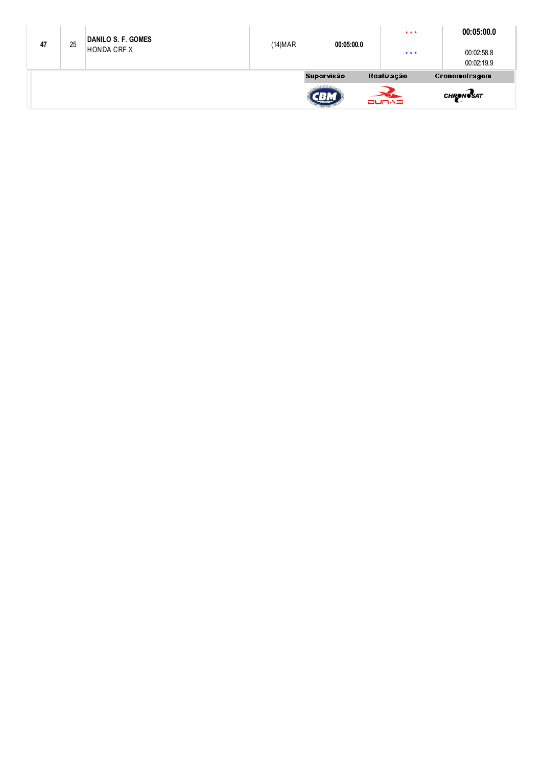| | | | | | | |
|---|---|---|---|---|---|---|
| 47 | 25 | **DANILO S. F. GOMES**<br>HONDA CRF X | (14)MAR | **00:05:00.0** | * * *<br>* * * | **00:05:00.0**<br>00:02:58.8<br>00:02:19.9 |

| Supervisão | Realização | Cronometragem |
|---|---|---|
| CBM | DUNAS | CHRONOSAT |